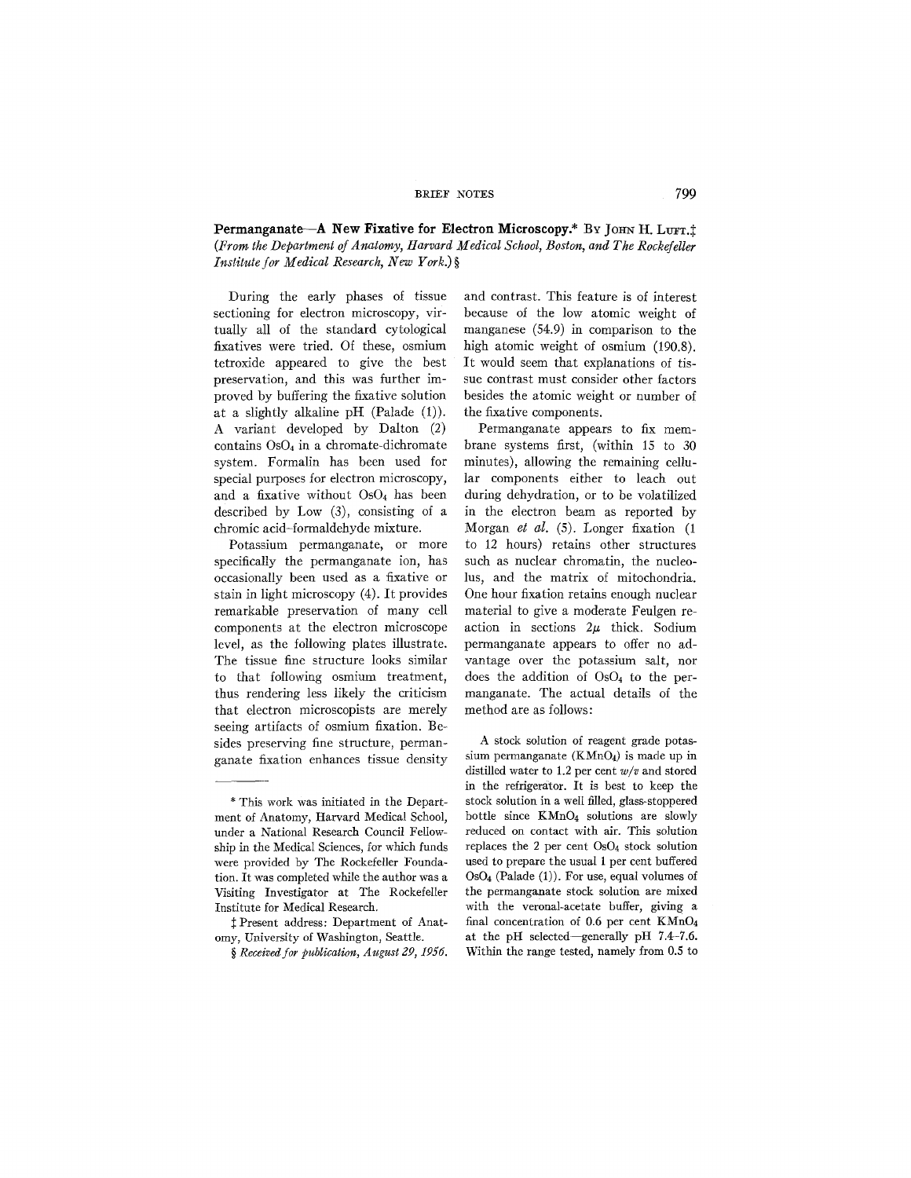**Permanganate—A New Fixative for Electron Microscopy.*** By John H. Luft.‡ *(From the Department of Anatomy, Harvard Medical School, Boston, and The Rockefeller Institute for Medical Research, New York.)* §

During the early phases of tissue sectioning for electron microscopy, virtually all of the standard cytological fixatives were tried. Of these, osmium tetroxide appeared to give the best preservation, and this was further improved by buffering the fixative solution at a slightly alkaline pH (Palade (1)). A variant developed by Dalton (2) contains $OsO_4$ in a chromate-dichromate system. Formalin has been used for special purposes for electron microscopy, and a fixative without $OsO_4$ has been described by Low (3), consisting of a chromic acid-formaldehyde mixture.

Potassium permanganate, or more specifically the permanganate ion, has occasionally been used as a fixative or stain in light microscopy (4). It provides remarkable preservation of many cell components at the electron microscope level, as the following plates illustrate. The tissue fine structure looks similar to that following osmium treatment, thus rendering less likely the criticism that electron microscopists are merely seeing artifacts of osmium fixation. Besides preserving fine structure, permanganate fixation enhances tissue density and contrast. This feature is of interest because of the low atomic weight of manganese (54.9) in comparison to the high atomic weight of osmium (190.8). It would seem that explanations of tissue contrast must consider other factors besides the atomic weight or number of the fixative components.

Permanganate appears to fix membrane systems first, (within 15 to 30 minutes), allowing the remaining cellular components either to leach out during dehydration, or to be volatilized in the electron beam as reported by Morgan *et al.* (5). Longer fixation (1 to 12 hours) retains other structures such as nuclear chromatin, the nucleolus, and the matrix of mitochondria. One hour fixation retains enough nuclear material to give a moderate Feulgen reaction in sections $2\mu$ thick. Sodium permanganate appears to offer no advantage over the potassium salt, nor does the addition of $OsO_4$ to the permanganate. The actual details of the method are as follows:

A stock solution of reagent grade potassium permanganate ($KMnO_4$) is made up in distilled water to 1.2 per cent *w/v* and stored in the refrigerator. It is best to keep the stock solution in a well filled, glass-stoppered bottle since $KMnO_4$ solutions are slowly reduced on contact with air. This solution replaces the 2 per cent $OsO_4$ stock solution used to prepare the usual 1 per cent buffered $OsO_4$ (Palade (1)). For use, equal volumes of the permanganate stock solution are mixed with the veronal-acetate buffer, giving a final concentration of 0.6 per cent $KMnO_4$ at the pH selected—generally pH 7.4–7.6. Within the range tested, namely from 0.5 to

---

\* This work was initiated in the Department of Anatomy, Harvard Medical School, under a National Research Council Fellowship in the Medical Sciences, for which funds were provided by The Rockefeller Foundation. It was completed while the author was a Visiting Investigator at The Rockefeller Institute for Medical Research.

‡ Present address: Department of Anatomy, University of Washington, Seattle.

§ *Received for publication, August 29, 1956.*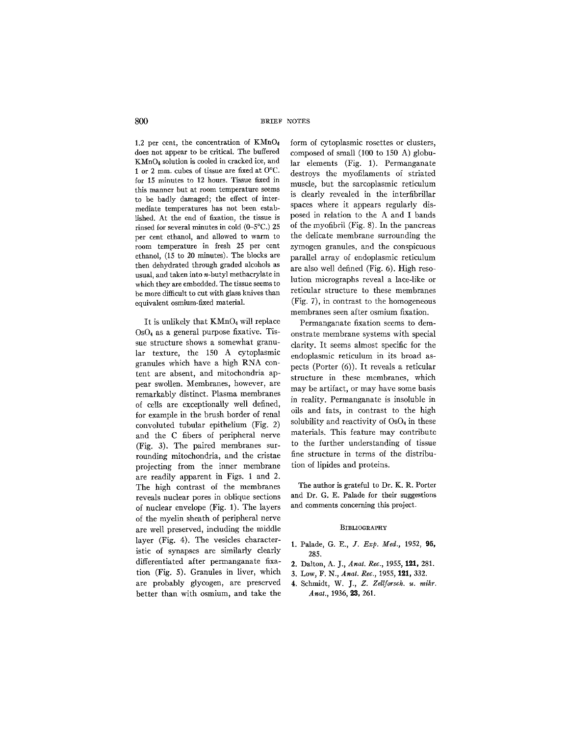1.2 per cent, the concentration of $KMnO_4$ does not appear to be critical. The buffered $KMnO_4$ solution is cooled in cracked ice, and 1 or 2 mm. cubes of tissue are fixed at 0°C. for 15 minutes to 12 hours. Tissue fixed in this manner but at room temperature seems to be badly damaged; the effect of intermediate temperatures has not been established. At the end of fixation, the tissue is rinsed for several minutes in cold (0–5°C.) 25 per cent ethanol, and allowed to warm to room temperature in fresh 25 per cent ethanol, (15 to 20 minutes). The blocks are then dehydrated through graded alcohols as usual, and taken into *n*-butyl methacrylate in which they are embedded. The tissue seems to be more difficult to cut with glass knives than equivalent osmium-fixed material.

It is unlikely that $KMnO_4$ will replace $OsO_4$ as a general purpose fixative. Tissue structure shows a somewhat granular texture, the 150 A cytoplasmic granules which have a high RNA content are absent, and mitochondria appear swollen. Membranes, however, are remarkably distinct. Plasma membranes of cells are exceptionally well defined, for example in the brush border of renal convoluted tubular epithelium (Fig. 2) and the C fibers of peripheral nerve (Fig. 3). The paired membranes surrounding mitochondria, and the cristae projecting from the inner membrane are readily apparent in Figs. 1 and 2. The high contrast of the membranes reveals nuclear pores in oblique sections of nuclear envelope (Fig. 1). The layers of the myelin sheath of peripheral nerve are well preserved, including the middle layer (Fig. 4). The vesicles characteristic of synapses are similarly clearly differentiated after permanganate fixation (Fig. 5). Granules in liver, which are probably glycogen, are preserved better than with osmium, and take the form of cytoplasmic rosettes or clusters, composed of small (100 to 150 A) globular elements (Fig. 1). Permanganate destroys the myofilaments of striated muscle, but the sarcoplasmic reticulum is clearly revealed in the interfibrillar spaces where it appears regularly disposed in relation to the A and I bands of the myofibril (Fig. 8). In the pancreas the delicate membrane surrounding the zymogen granules, and the conspicuous parallel array of endoplasmic reticulum are also well defined (Fig. 6). High resolution micrographs reveal a lace-like or reticular structure to these membranes (Fig. 7), in contrast to the homogeneous membranes seen after osmium fixation.

Permanganate fixation seems to demonstrate membrane systems with special clarity. It seems almost specific for the endoplasmic reticulum in its broad aspects (Porter (6)). It reveals a reticular structure in these membranes, which may be artifact, or may have some basis in reality. Permanganate is insoluble in oils and fats, in contrast to the high solubility and reactivity of $OsO_4$ in these materials. This feature may contribute to the further understanding of tissue fine structure in terms of the distribution of lipides and proteins.

The author is grateful to Dr. K. R. Porter and Dr. G. E. Palade for their suggestions and comments concerning this project.

### Bibliography

1. Palade, G. E., *J. Exp. Med.*, 1952, **95,** 285.
2. Dalton, A. J., *Anat. Rec.*, 1955, **121,** 281.
3. Low, F. N., *Anat. Rec.*, 1955, **121,** 332.
4. Schmidt, W. J., *Z. Zellforsch. u. mikr. Anat.*, 1936, **23,** 261.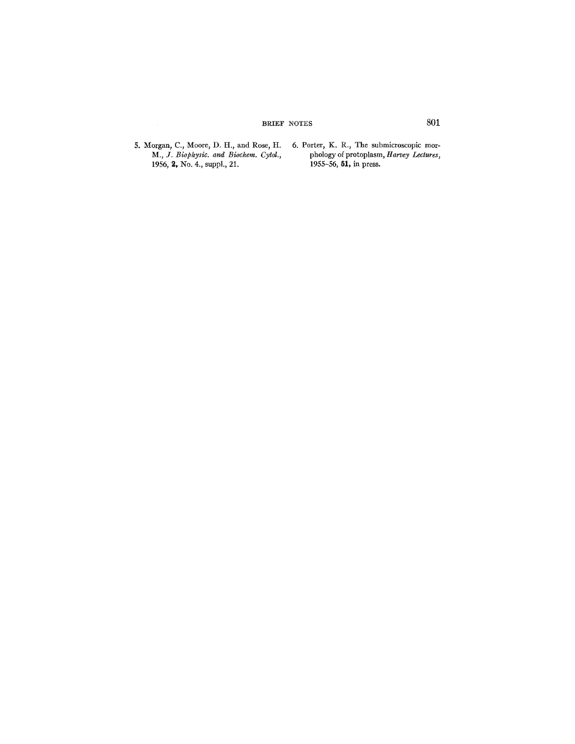5. Morgan, C., Moore, D. H., and Rose, H. M., *J. Biophysic. and Biochem. Cytol.*, 1956, **2**, No. 4., suppl., 21.

6. Porter, K. R., The submicroscopic morphology of protoplasm, *Harvey Lectures*, 1955–56, **51**, in press.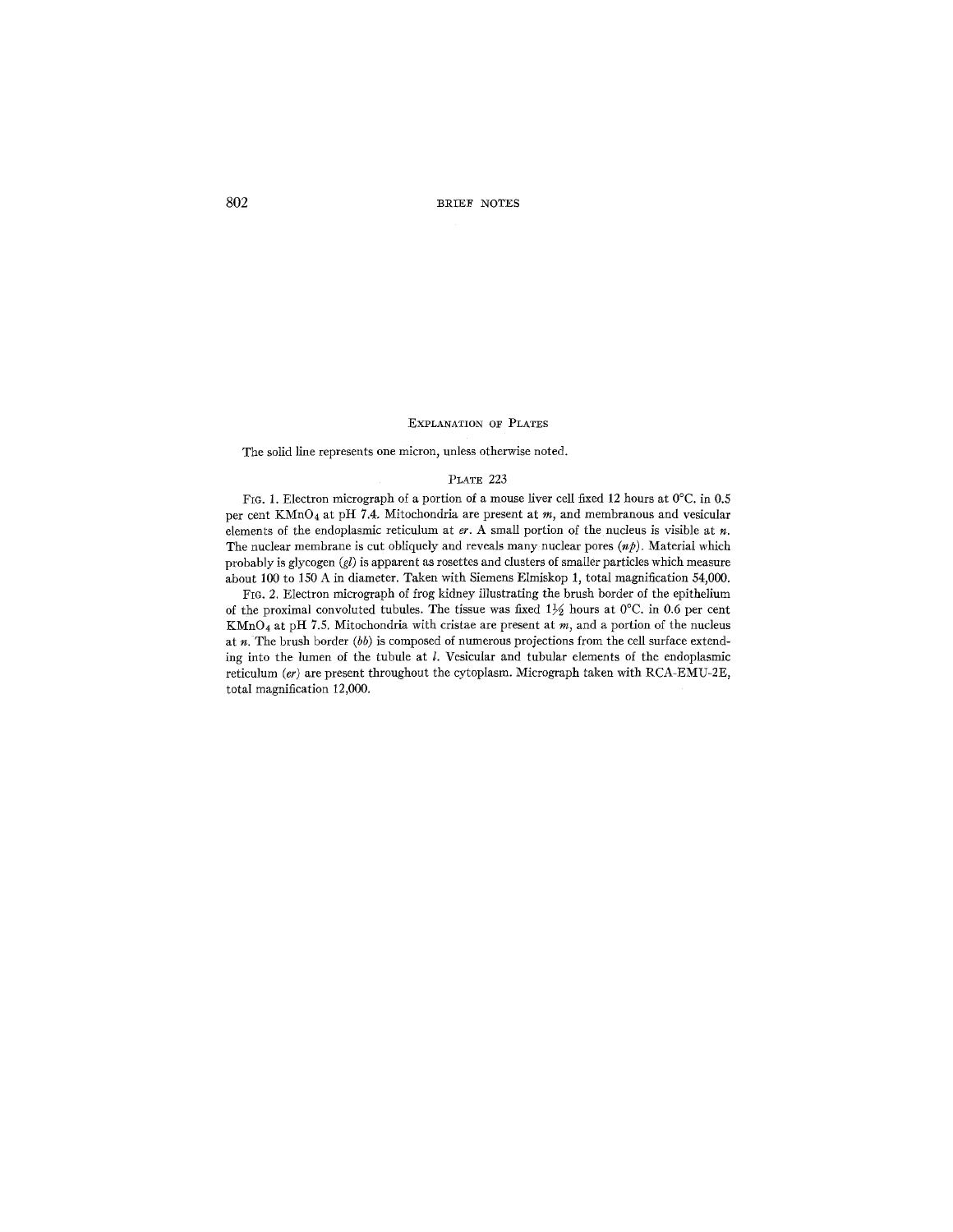## Explanation of Plates

The solid line represents one micron, unless otherwise noted.

### Plate 223

Fig. 1. Electron micrograph of a portion of a mouse liver cell fixed 12 hours at 0°C. in 0.5 per cent $KMnO_4$ at pH 7.4. Mitochondria are present at *m*, and membranous and vesicular elements of the endoplasmic reticulum at *er*. A small portion of the nucleus is visible at *n*. The nuclear membrane is cut obliquely and reveals many nuclear pores (*np*). Material which probably is glycogen (*gl*) is apparent as rosettes and clusters of smaller particles which measure about 100 to 150 A in diameter. Taken with Siemens Elmiskop 1, total magnification 54,000.

Fig. 2. Electron micrograph of frog kidney illustrating the brush border of the epithelium of the proximal convoluted tubules. The tissue was fixed 1½ hours at 0°C. in 0.6 per cent $KMnO_4$ at pH 7.5. Mitochondria with cristae are present at *m*, and a portion of the nucleus at *n*. The brush border (*bb*) is composed of numerous projections from the cell surface extending into the lumen of the tubule at *l*. Vesicular and tubular elements of the endoplasmic reticulum (*er*) are present throughout the cytoplasm. Micrograph taken with RCA-EMU-2E, total magnification 12,000.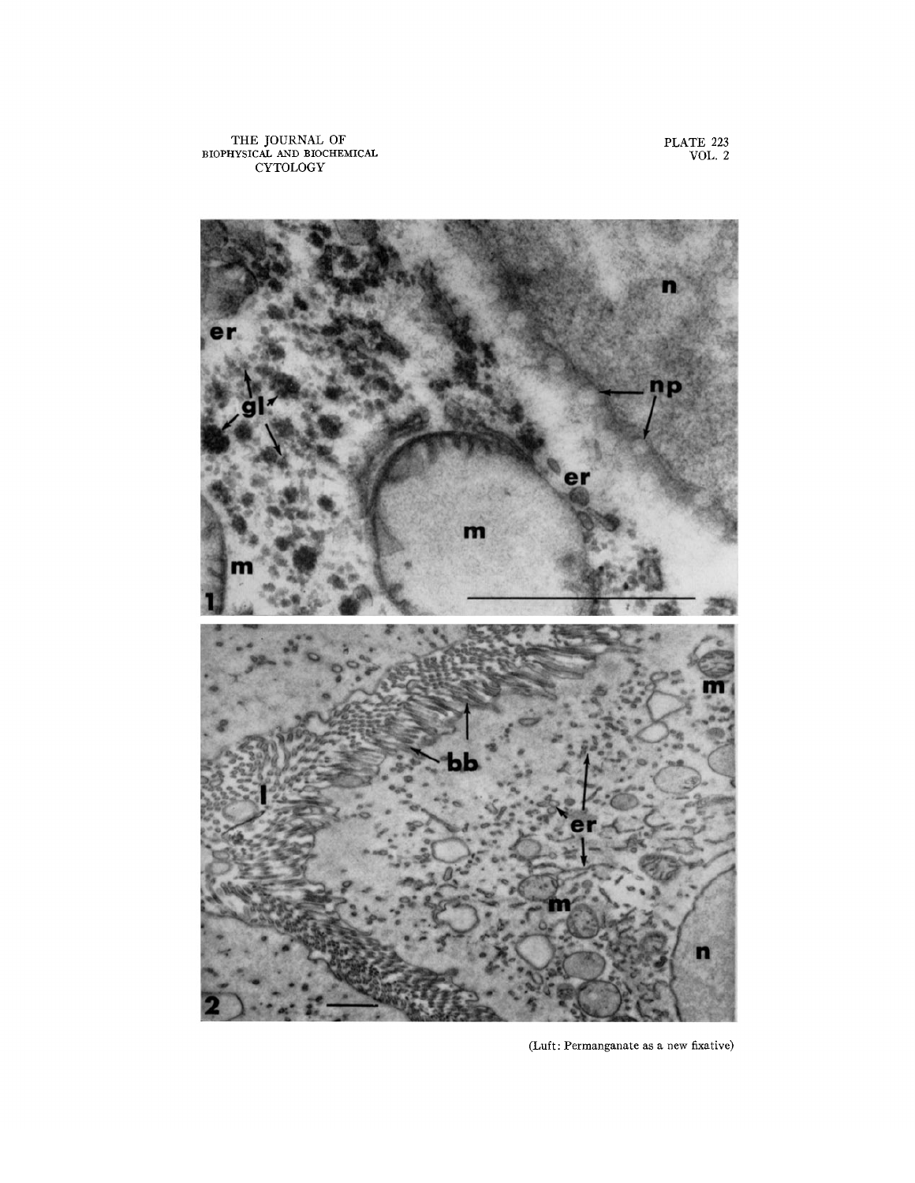(Luft: Permanganate as a new fixative)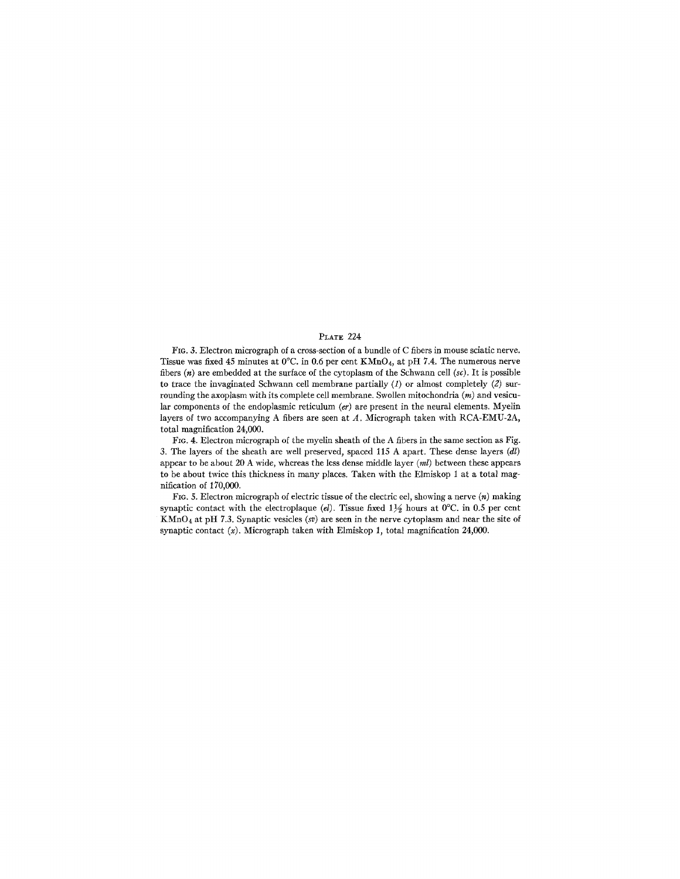## Plate 224

Fig. 3. Electron micrograph of a cross-section of a bundle of C fibers in mouse sciatic nerve. Tissue was fixed 45 minutes at 0°C. in 0.6 per cent $KMnO_4$, at pH 7.4. The numerous nerve fibers (*n*) are embedded at the surface of the cytoplasm of the Schwann cell (*sc*). It is possible to trace the invaginated Schwann cell membrane partially (*1*) or almost completely (*2*) surrounding the axoplasm with its complete cell membrane. Swollen mitochondria (*m*) and vesicular components of the endoplasmic reticulum (*er*) are present in the neural elements. Myelin layers of two accompanying A fibers are seen at *A*. Micrograph taken with RCA-EMU-2A, total magnification 24,000.

Fig. 4. Electron micrograph of the myelin sheath of the A fibers in the same section as Fig. 3. The layers of the sheath are well preserved, spaced 115 A apart. These dense layers (*dl*) appear to be about 20 A wide, whereas the less dense middle layer (*ml*) between these appears to be about twice this thickness in many places. Taken with the Elmiskop 1 at a total magnification of 170,000.

Fig. 5. Electron micrograph of electric tissue of the electric eel, showing a nerve (*n*) making synaptic contact with the electroplaque (*el*). Tissue fixed 1½ hours at 0°C. in 0.5 per cent $KMnO_4$ at pH 7.3. Synaptic vesicles (*sv*) are seen in the nerve cytoplasm and near the site of synaptic contact (*x*). Micrograph taken with Elmiskop 1, total magnification 24,000.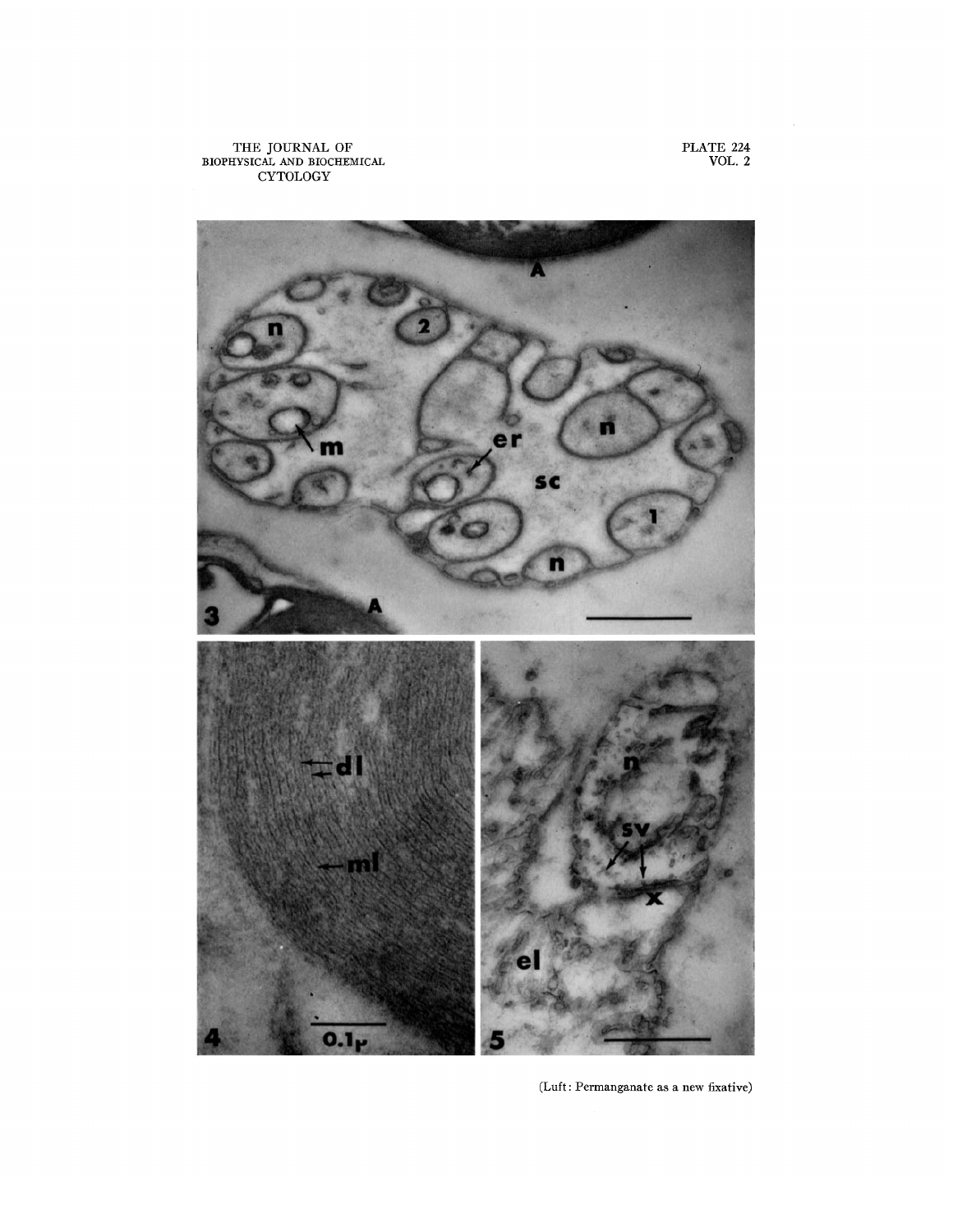(Luft: Permanganate as a new fixative)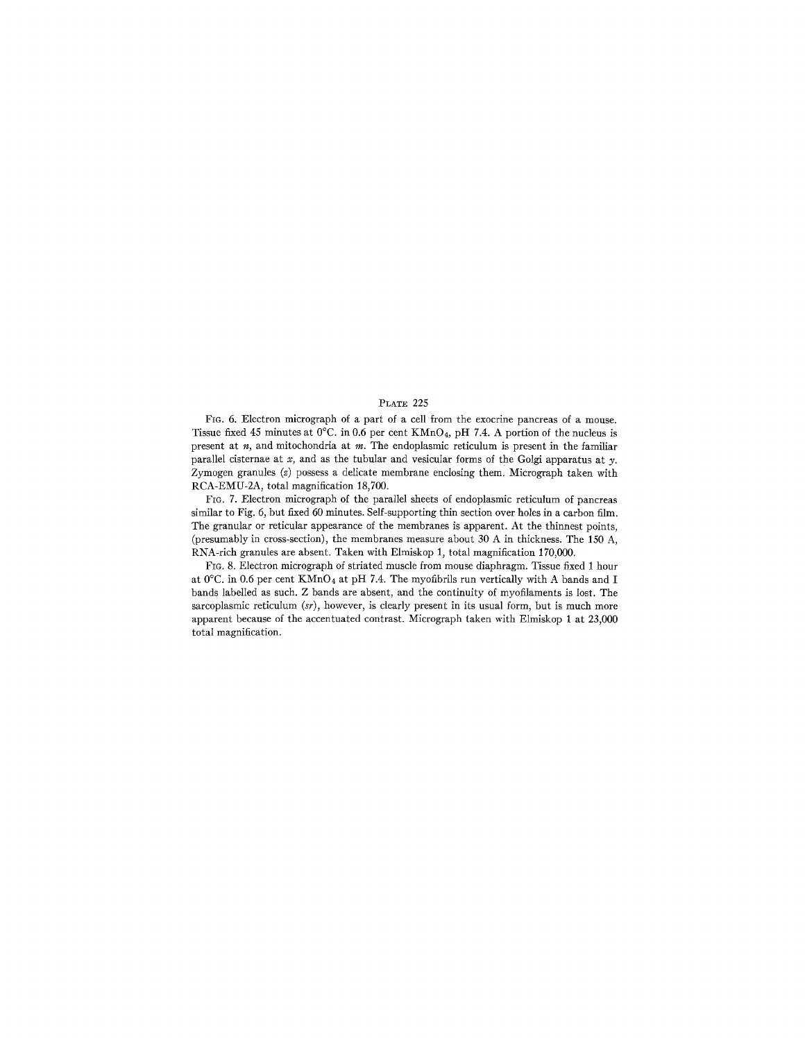## Plate 225

Fig. 6. Electron micrograph of a part of a cell from the exocrine pancreas of a mouse. Tissue fixed 45 minutes at 0°C. in 0.6 per cent $KMnO_4$, pH 7.4. A portion of the nucleus is present at *n*, and mitochondria at *m*. The endoplasmic reticulum is present in the familiar parallel cisternae at *x*, and as the tubular and vesicular forms of the Golgi apparatus at *y*. Zymogen granules (*z*) possess a delicate membrane enclosing them. Micrograph taken with RCA-EMU-2A, total magnification 18,700.

Fig. 7. Electron micrograph of the parallel sheets of endoplasmic reticulum of pancreas similar to Fig. 6, but fixed 60 minutes. Self-supporting thin section over holes in a carbon film. The granular or reticular appearance of the membranes is apparent. At the thinnest points, (presumably in cross-section), the membranes measure about 30 A in thickness. The 150 A, RNA-rich granules are absent. Taken with Elmiskop 1, total magnification 170,000.

Fig. 8. Electron micrograph of striated muscle from mouse diaphragm. Tissue fixed 1 hour at 0°C. in 0.6 per cent $KMnO_4$ at pH 7.4. The myofibrils run vertically with A bands and I bands labelled as such. Z bands are absent, and the continuity of myofilaments is lost. The sarcoplasmic reticulum (*sr*), however, is clearly present in its usual form, but is much more apparent because of the accentuated contrast. Micrograph taken with Elmiskop 1 at 23,000 total magnification.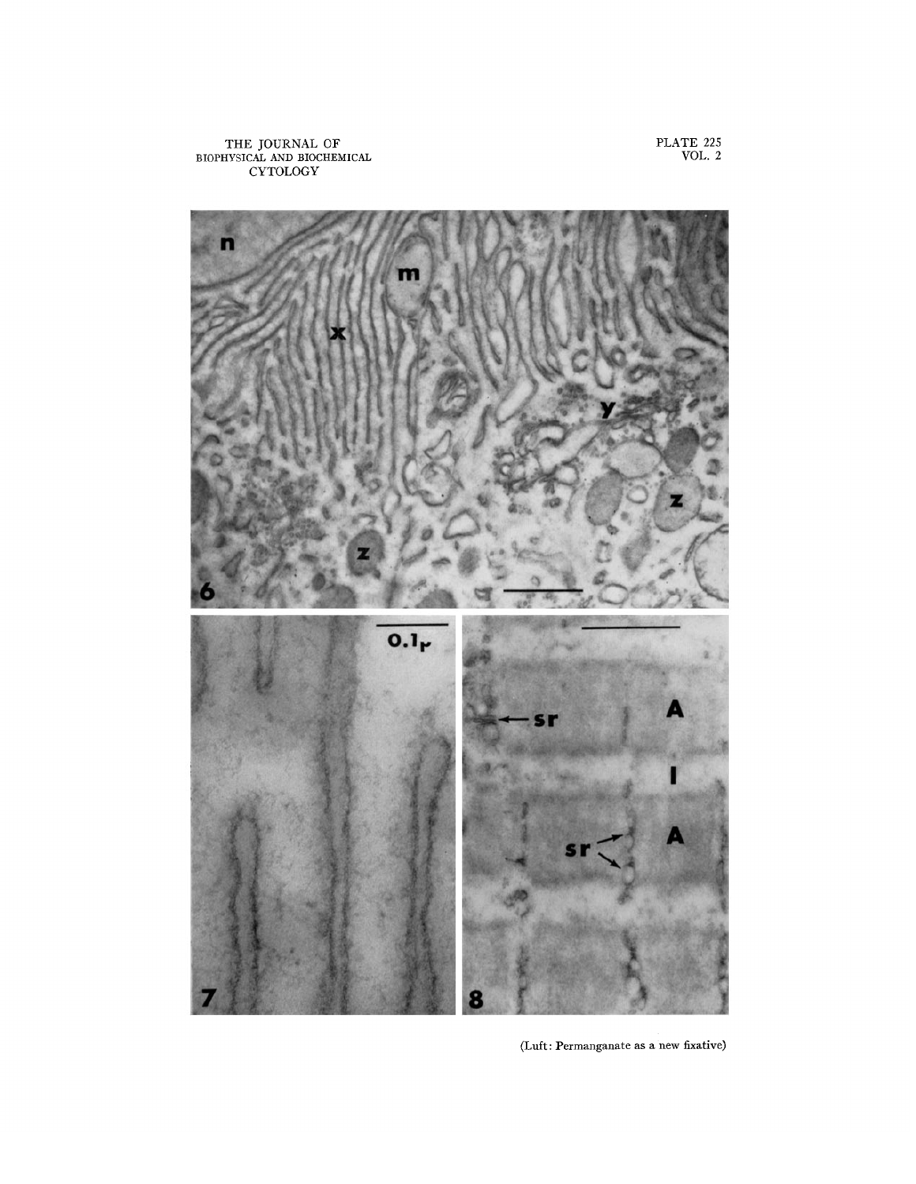(Luft: Permanganate as a new fixative)